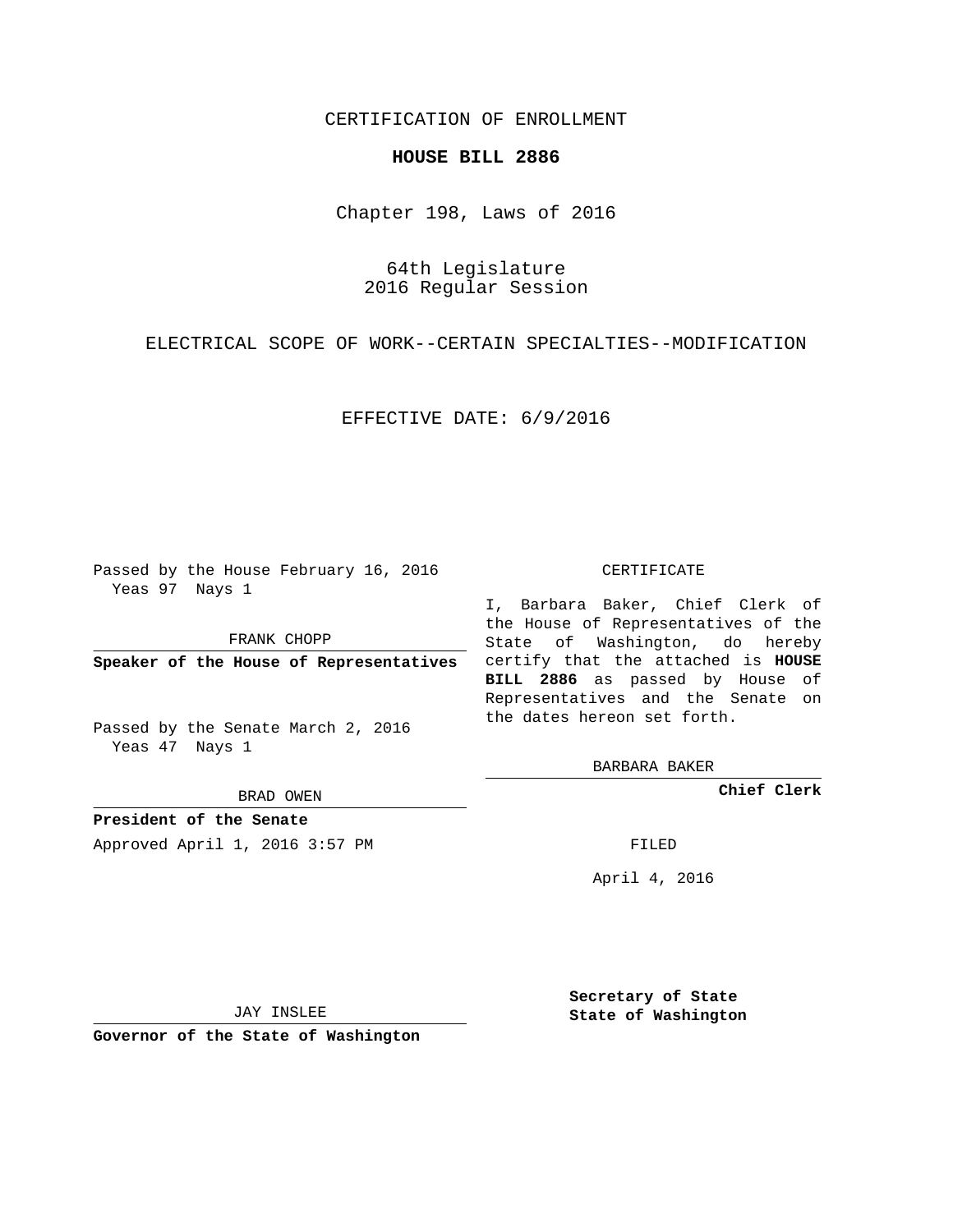CERTIFICATION OF ENROLLMENT

# HOUSE BILL 2886

Chapter 198, Laws of 2016

64th Legislature
2016 Regular Session

ELECTRICAL SCOPE OF WORK--CERTAIN SPECIALTIES--MODIFICATION

EFFECTIVE DATE: 6/9/2016

Passed by the House February 16, 2016
Yeas 97 Nays 1

FRANK CHOPP

**Speaker of the House of Representatives**

Passed by the Senate March 2, 2016
Yeas 47 Nays 1

BRAD OWEN

**President of the Senate**

Approved April 1, 2016 3:57 PM

JAY INSLEE

**Governor of the State of Washington**

CERTIFICATE

I, Barbara Baker, Chief Clerk of the House of Representatives of the State of Washington, do hereby certify that the attached is **HOUSE BILL 2886** as passed by House of Representatives and the Senate on the dates hereon set forth.

BARBARA BAKER

**Chief Clerk**

FILED

April 4, 2016

**Secretary of State**
**State of Washington**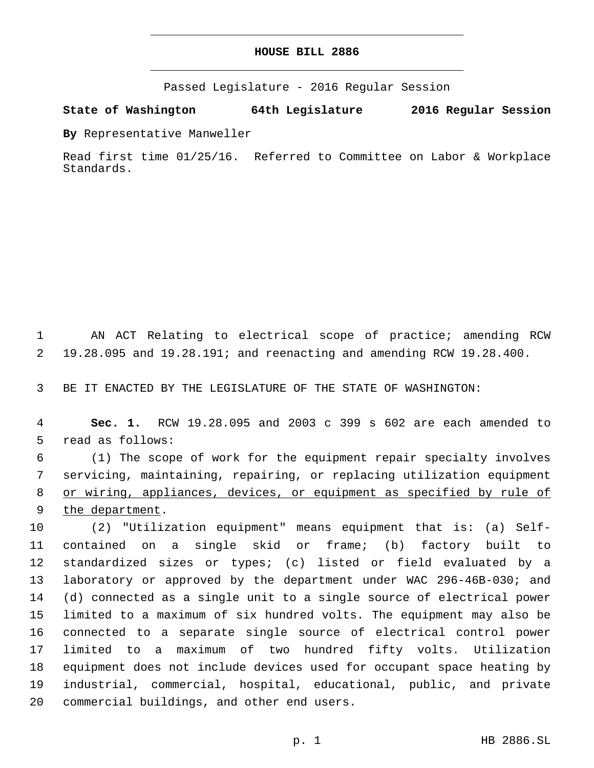# HOUSE BILL 2886

Passed Legislature - 2016 Regular Session

**State of Washington 64th Legislature 2016 Regular Session**

**By** Representative Manweller

Read first time 01/25/16. Referred to Committee on Labor & Workplace Standards.

AN ACT Relating to electrical scope of practice; amending RCW 19.28.095 and 19.28.191; and reenacting and amending RCW 19.28.400.

BE IT ENACTED BY THE LEGISLATURE OF THE STATE OF WASHINGTON:

**Sec. 1.** RCW 19.28.095 and 2003 c 399 s 602 are each amended to read as follows:

(1) The scope of work for the equipment repair specialty involves servicing, maintaining, repairing, or replacing utilization equipment <u>or wiring, appliances, devices, or equipment as specified by rule of the department</u>.

(2) "Utilization equipment" means equipment that is: (a) Self-contained on a single skid or frame; (b) factory built to standardized sizes or types; (c) listed or field evaluated by a laboratory or approved by the department under WAC 296-46B-030; and (d) connected as a single unit to a single source of electrical power limited to a maximum of six hundred volts. The equipment may also be connected to a separate single source of electrical control power limited to a maximum of two hundred fifty volts. Utilization equipment does not include devices used for occupant space heating by industrial, commercial, hospital, educational, public, and private commercial buildings, and other end users.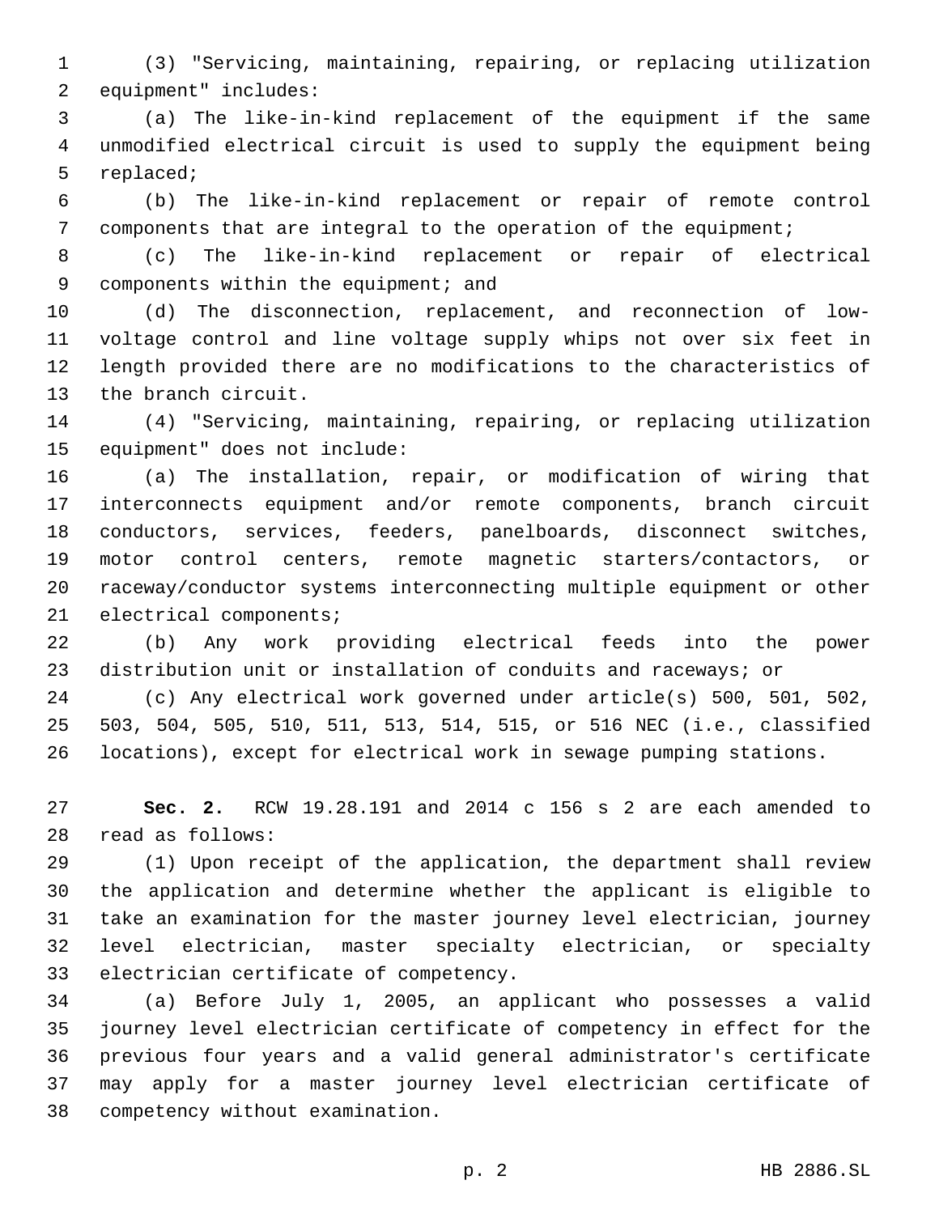(3) "Servicing, maintaining, repairing, or replacing utilization equipment" includes:

(a) The like-in-kind replacement of the equipment if the same unmodified electrical circuit is used to supply the equipment being replaced;

(b) The like-in-kind replacement or repair of remote control components that are integral to the operation of the equipment;

(c) The like-in-kind replacement or repair of electrical components within the equipment; and

(d) The disconnection, replacement, and reconnection of low-voltage control and line voltage supply whips not over six feet in length provided there are no modifications to the characteristics of the branch circuit.

(4) "Servicing, maintaining, repairing, or replacing utilization equipment" does not include:

(a) The installation, repair, or modification of wiring that interconnects equipment and/or remote components, branch circuit conductors, services, feeders, panelboards, disconnect switches, motor control centers, remote magnetic starters/contactors, or raceway/conductor systems interconnecting multiple equipment or other electrical components;

(b) Any work providing electrical feeds into the power distribution unit or installation of conduits and raceways; or

(c) Any electrical work governed under article(s) 500, 501, 502, 503, 504, 505, 510, 511, 513, 514, 515, or 516 NEC (i.e., classified locations), except for electrical work in sewage pumping stations.

**Sec. 2.** RCW 19.28.191 and 2014 c 156 s 2 are each amended to read as follows:

(1) Upon receipt of the application, the department shall review the application and determine whether the applicant is eligible to take an examination for the master journey level electrician, journey level electrician, master specialty electrician, or specialty electrician certificate of competency.

(a) Before July 1, 2005, an applicant who possesses a valid journey level electrician certificate of competency in effect for the previous four years and a valid general administrator's certificate may apply for a master journey level electrician certificate of competency without examination.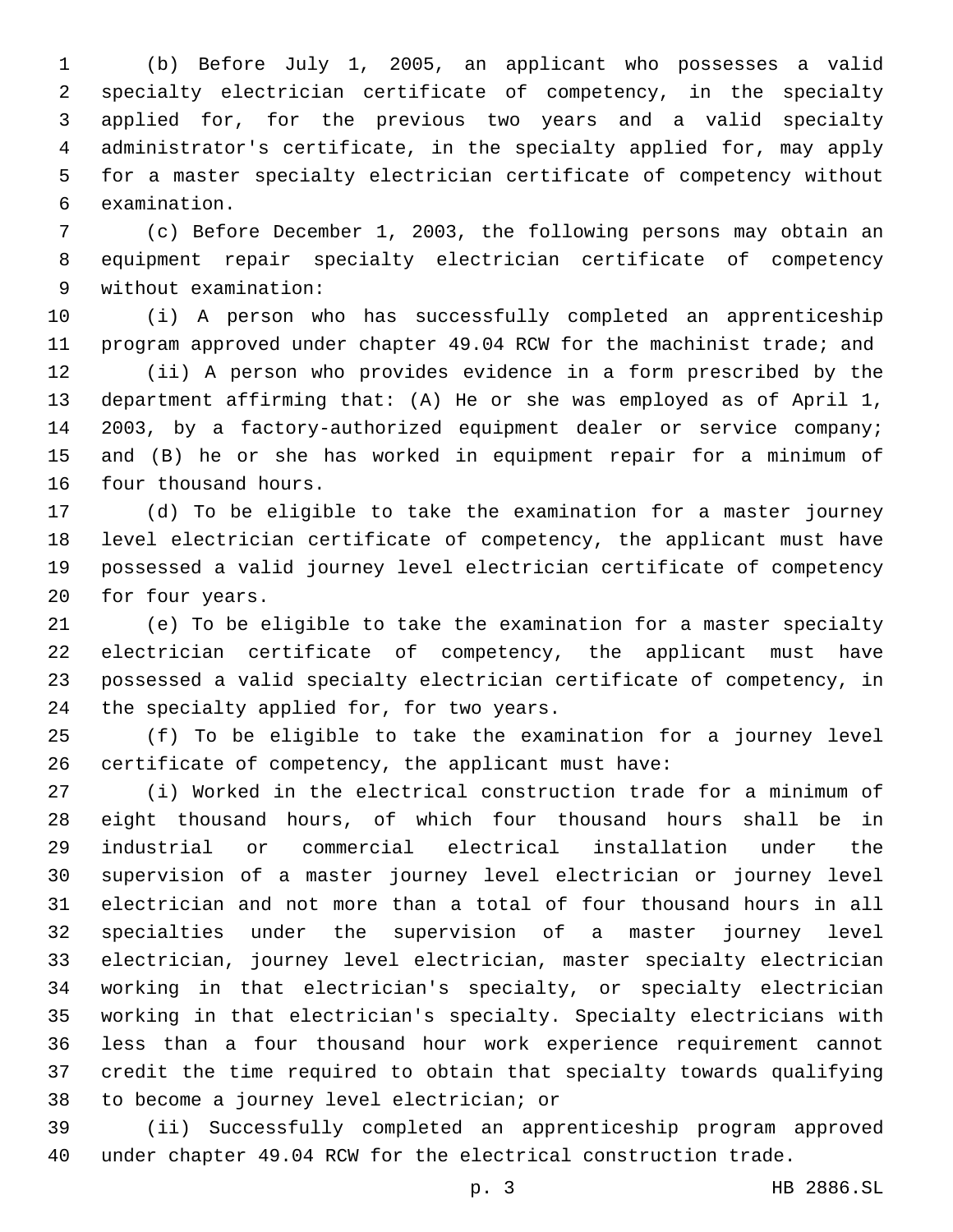(b) Before July 1, 2005, an applicant who possesses a valid specialty electrician certificate of competency, in the specialty applied for, for the previous two years and a valid specialty administrator's certificate, in the specialty applied for, may apply for a master specialty electrician certificate of competency without examination.

(c) Before December 1, 2003, the following persons may obtain an equipment repair specialty electrician certificate of competency without examination:

(i) A person who has successfully completed an apprenticeship program approved under chapter 49.04 RCW for the machinist trade; and

(ii) A person who provides evidence in a form prescribed by the department affirming that: (A) He or she was employed as of April 1, 2003, by a factory-authorized equipment dealer or service company; and (B) he or she has worked in equipment repair for a minimum of four thousand hours.

(d) To be eligible to take the examination for a master journey level electrician certificate of competency, the applicant must have possessed a valid journey level electrician certificate of competency for four years.

(e) To be eligible to take the examination for a master specialty electrician certificate of competency, the applicant must have possessed a valid specialty electrician certificate of competency, in the specialty applied for, for two years.

(f) To be eligible to take the examination for a journey level certificate of competency, the applicant must have:

(i) Worked in the electrical construction trade for a minimum of eight thousand hours, of which four thousand hours shall be in industrial or commercial electrical installation under the supervision of a master journey level electrician or journey level electrician and not more than a total of four thousand hours in all specialties under the supervision of a master journey level electrician, journey level electrician, master specialty electrician working in that electrician's specialty, or specialty electrician working in that electrician's specialty. Specialty electricians with less than a four thousand hour work experience requirement cannot credit the time required to obtain that specialty towards qualifying to become a journey level electrician; or

(ii) Successfully completed an apprenticeship program approved under chapter 49.04 RCW for the electrical construction trade.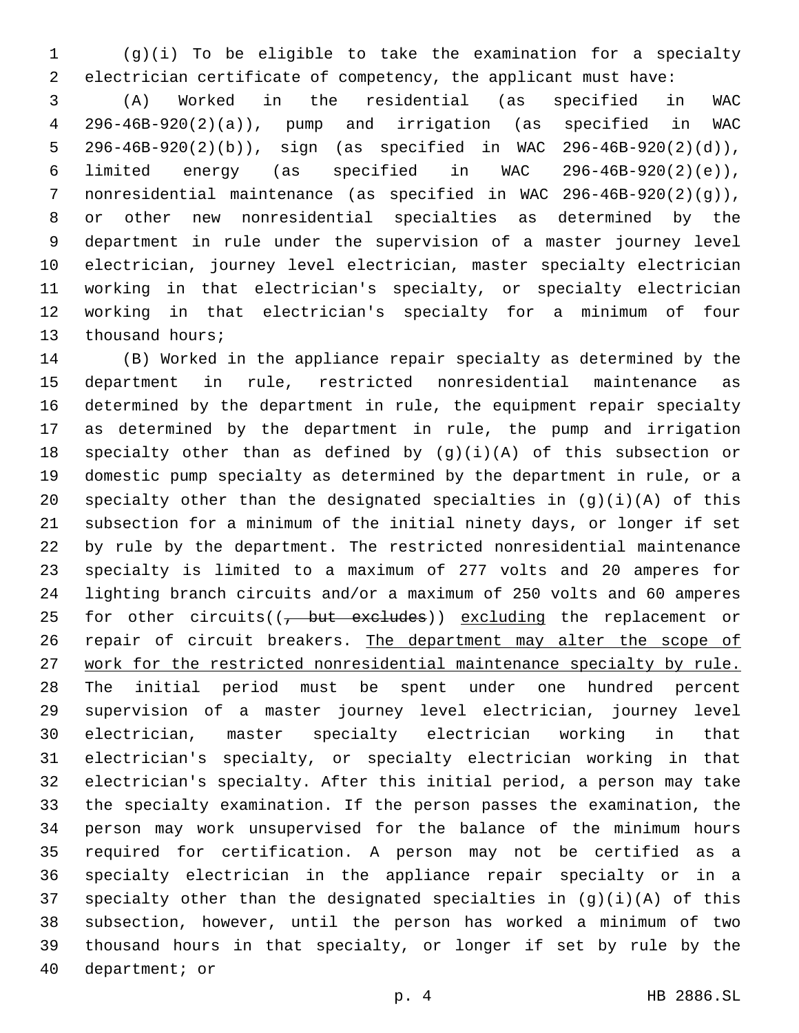(g)(i) To be eligible to take the examination for a specialty electrician certificate of competency, the applicant must have:

(A) Worked in the residential (as specified in WAC 296-46B-920(2)(a)), pump and irrigation (as specified in WAC 296-46B-920(2)(b)), sign (as specified in WAC 296-46B-920(2)(d)), limited energy (as specified in WAC 296-46B-920(2)(e)), nonresidential maintenance (as specified in WAC 296-46B-920(2)(g)), or other new nonresidential specialties as determined by the department in rule under the supervision of a master journey level electrician, journey level electrician, master specialty electrician working in that electrician's specialty, or specialty electrician working in that electrician's specialty for a minimum of four thousand hours;

(B) Worked in the appliance repair specialty as determined by the department in rule, restricted nonresidential maintenance as determined by the department in rule, the equipment repair specialty as determined by the department in rule, the pump and irrigation specialty other than as defined by (g)(i)(A) of this subsection or domestic pump specialty as determined by the department in rule, or a specialty other than the designated specialties in (g)(i)(A) of this subsection for a minimum of the initial ninety days, or longer if set by rule by the department. The restricted nonresidential maintenance specialty is limited to a maximum of 277 volts and 20 amperes for lighting branch circuits and/or a maximum of 250 volts and 60 amperes for other circuits((~~, but excludes~~)) <u>excluding</u> the replacement or repair of circuit breakers. <u>The department may alter the scope of work for the restricted nonresidential maintenance specialty by rule.</u> The initial period must be spent under one hundred percent supervision of a master journey level electrician, journey level electrician, master specialty electrician working in that electrician's specialty, or specialty electrician working in that electrician's specialty. After this initial period, a person may take the specialty examination. If the person passes the examination, the person may work unsupervised for the balance of the minimum hours required for certification. A person may not be certified as a specialty electrician in the appliance repair specialty or in a specialty other than the designated specialties in (g)(i)(A) of this subsection, however, until the person has worked a minimum of two thousand hours in that specialty, or longer if set by rule by the department; or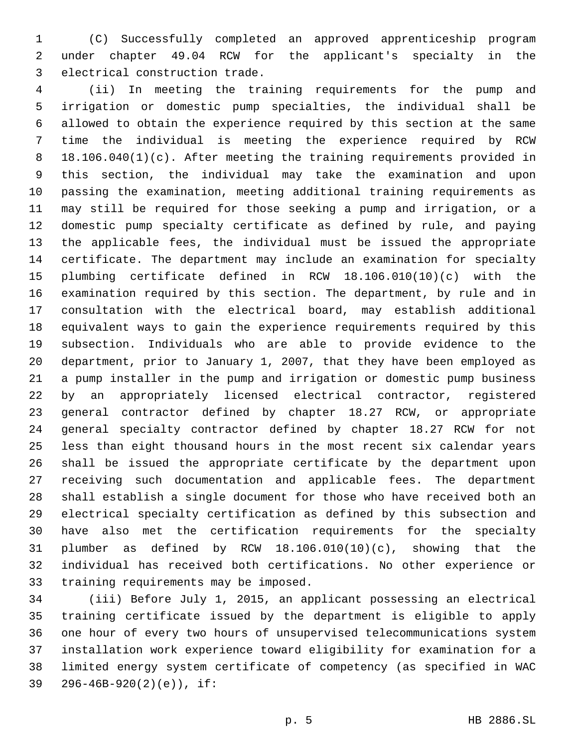(C) Successfully completed an approved apprenticeship program under chapter 49.04 RCW for the applicant's specialty in the electrical construction trade.

(ii) In meeting the training requirements for the pump and irrigation or domestic pump specialties, the individual shall be allowed to obtain the experience required by this section at the same time the individual is meeting the experience required by RCW 18.106.040(1)(c). After meeting the training requirements provided in this section, the individual may take the examination and upon passing the examination, meeting additional training requirements as may still be required for those seeking a pump and irrigation, or a domestic pump specialty certificate as defined by rule, and paying the applicable fees, the individual must be issued the appropriate certificate. The department may include an examination for specialty plumbing certificate defined in RCW 18.106.010(10)(c) with the examination required by this section. The department, by rule and in consultation with the electrical board, may establish additional equivalent ways to gain the experience requirements required by this subsection. Individuals who are able to provide evidence to the department, prior to January 1, 2007, that they have been employed as a pump installer in the pump and irrigation or domestic pump business by an appropriately licensed electrical contractor, registered general contractor defined by chapter 18.27 RCW, or appropriate general specialty contractor defined by chapter 18.27 RCW for not less than eight thousand hours in the most recent six calendar years shall be issued the appropriate certificate by the department upon receiving such documentation and applicable fees. The department shall establish a single document for those who have received both an electrical specialty certification as defined by this subsection and have also met the certification requirements for the specialty plumber as defined by RCW 18.106.010(10)(c), showing that the individual has received both certifications. No other experience or training requirements may be imposed.

(iii) Before July 1, 2015, an applicant possessing an electrical training certificate issued by the department is eligible to apply one hour of every two hours of unsupervised telecommunications system installation work experience toward eligibility for examination for a limited energy system certificate of competency (as specified in WAC 296-46B-920(2)(e)), if: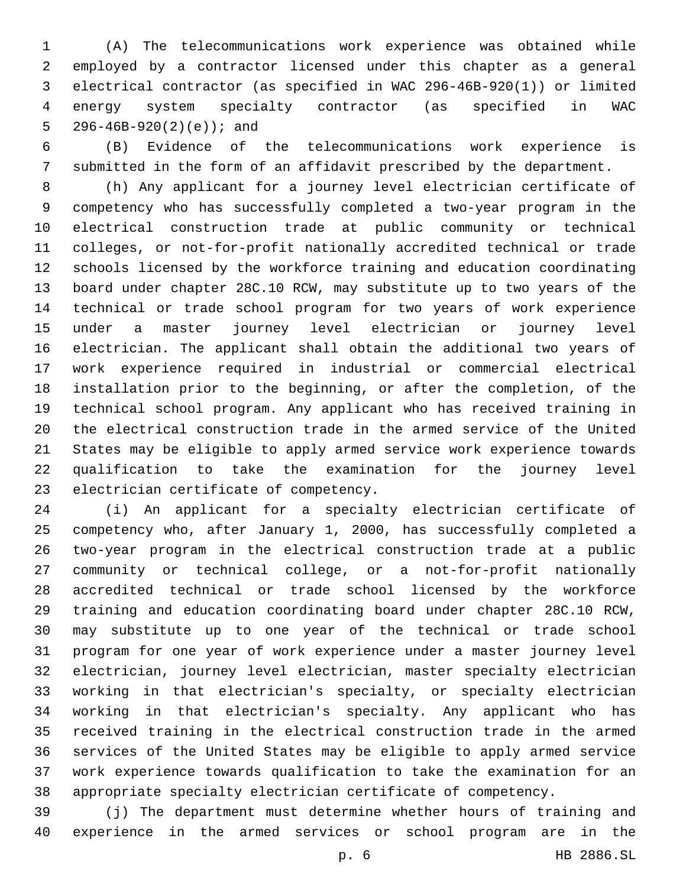(A) The telecommunications work experience was obtained while employed by a contractor licensed under this chapter as a general electrical contractor (as specified in WAC 296-46B-920(1)) or limited energy system specialty contractor (as specified in WAC 296-46B-920(2)(e)); and

(B) Evidence of the telecommunications work experience is submitted in the form of an affidavit prescribed by the department.

(h) Any applicant for a journey level electrician certificate of competency who has successfully completed a two-year program in the electrical construction trade at public community or technical colleges, or not-for-profit nationally accredited technical or trade schools licensed by the workforce training and education coordinating board under chapter 28C.10 RCW, may substitute up to two years of the technical or trade school program for two years of work experience under a master journey level electrician or journey level electrician. The applicant shall obtain the additional two years of work experience required in industrial or commercial electrical installation prior to the beginning, or after the completion, of the technical school program. Any applicant who has received training in the electrical construction trade in the armed service of the United States may be eligible to apply armed service work experience towards qualification to take the examination for the journey level electrician certificate of competency.

(i) An applicant for a specialty electrician certificate of competency who, after January 1, 2000, has successfully completed a two-year program in the electrical construction trade at a public community or technical college, or a not-for-profit nationally accredited technical or trade school licensed by the workforce training and education coordinating board under chapter 28C.10 RCW, may substitute up to one year of the technical or trade school program for one year of work experience under a master journey level electrician, journey level electrician, master specialty electrician working in that electrician's specialty, or specialty electrician working in that electrician's specialty. Any applicant who has received training in the electrical construction trade in the armed services of the United States may be eligible to apply armed service work experience towards qualification to take the examination for an appropriate specialty electrician certificate of competency.

(j) The department must determine whether hours of training and experience in the armed services or school program are in the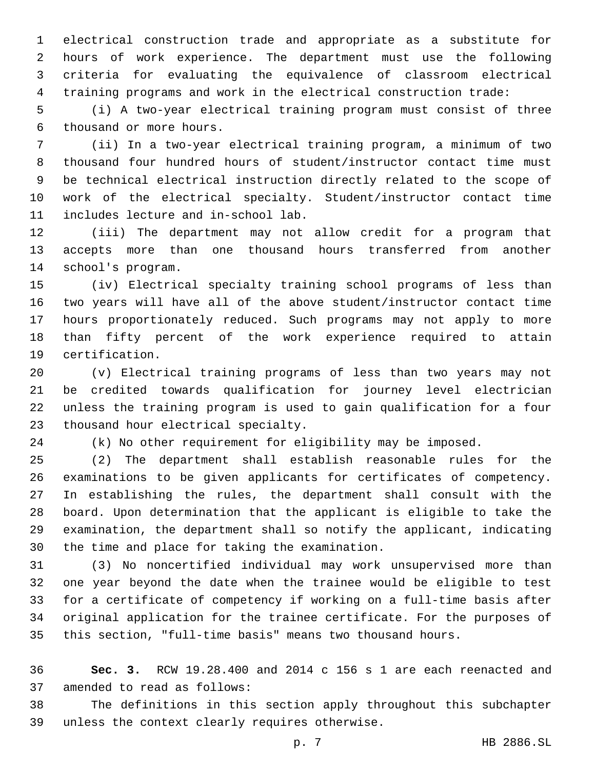electrical construction trade and appropriate as a substitute for hours of work experience. The department must use the following criteria for evaluating the equivalence of classroom electrical training programs and work in the electrical construction trade:

(i) A two-year electrical training program must consist of three thousand or more hours.

(ii) In a two-year electrical training program, a minimum of two thousand four hundred hours of student/instructor contact time must be technical electrical instruction directly related to the scope of work of the electrical specialty. Student/instructor contact time includes lecture and in-school lab.

(iii) The department may not allow credit for a program that accepts more than one thousand hours transferred from another school's program.

(iv) Electrical specialty training school programs of less than two years will have all of the above student/instructor contact time hours proportionately reduced. Such programs may not apply to more than fifty percent of the work experience required to attain certification.

(v) Electrical training programs of less than two years may not be credited towards qualification for journey level electrician unless the training program is used to gain qualification for a four thousand hour electrical specialty.

(k) No other requirement for eligibility may be imposed.

(2) The department shall establish reasonable rules for the examinations to be given applicants for certificates of competency. In establishing the rules, the department shall consult with the board. Upon determination that the applicant is eligible to take the examination, the department shall so notify the applicant, indicating the time and place for taking the examination.

(3) No noncertified individual may work unsupervised more than one year beyond the date when the trainee would be eligible to test for a certificate of competency if working on a full-time basis after original application for the trainee certificate. For the purposes of this section, "full-time basis" means two thousand hours.

**Sec. 3.** RCW 19.28.400 and 2014 c 156 s 1 are each reenacted and amended to read as follows:

The definitions in this section apply throughout this subchapter unless the context clearly requires otherwise.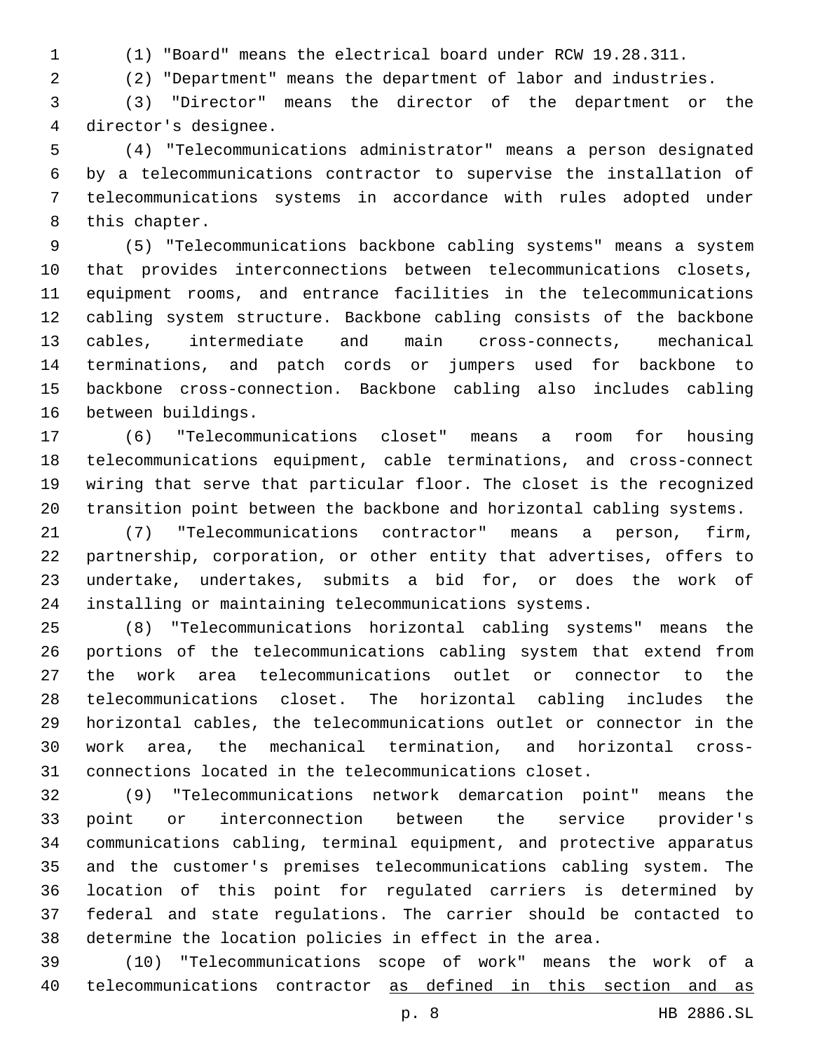(1) "Board" means the electrical board under RCW 19.28.311.

(2) "Department" means the department of labor and industries.

(3) "Director" means the director of the department or the director's designee.

(4) "Telecommunications administrator" means a person designated by a telecommunications contractor to supervise the installation of telecommunications systems in accordance with rules adopted under this chapter.

(5) "Telecommunications backbone cabling systems" means a system that provides interconnections between telecommunications closets, equipment rooms, and entrance facilities in the telecommunications cabling system structure. Backbone cabling consists of the backbone cables, intermediate and main cross-connects, mechanical terminations, and patch cords or jumpers used for backbone to backbone cross-connection. Backbone cabling also includes cabling between buildings.

(6) "Telecommunications closet" means a room for housing telecommunications equipment, cable terminations, and cross-connect wiring that serve that particular floor. The closet is the recognized transition point between the backbone and horizontal cabling systems.

(7) "Telecommunications contractor" means a person, firm, partnership, corporation, or other entity that advertises, offers to undertake, undertakes, submits a bid for, or does the work of installing or maintaining telecommunications systems.

(8) "Telecommunications horizontal cabling systems" means the portions of the telecommunications cabling system that extend from the work area telecommunications outlet or connector to the telecommunications closet. The horizontal cabling includes the horizontal cables, the telecommunications outlet or connector in the work area, the mechanical termination, and horizontal cross-connections located in the telecommunications closet.

(9) "Telecommunications network demarcation point" means the point or interconnection between the service provider's communications cabling, terminal equipment, and protective apparatus and the customer's premises telecommunications cabling system. The location of this point for regulated carriers is determined by federal and state regulations. The carrier should be contacted to determine the location policies in effect in the area.

(10) "Telecommunications scope of work" means the work of a telecommunications contractor <u>as defined in this section and as</u>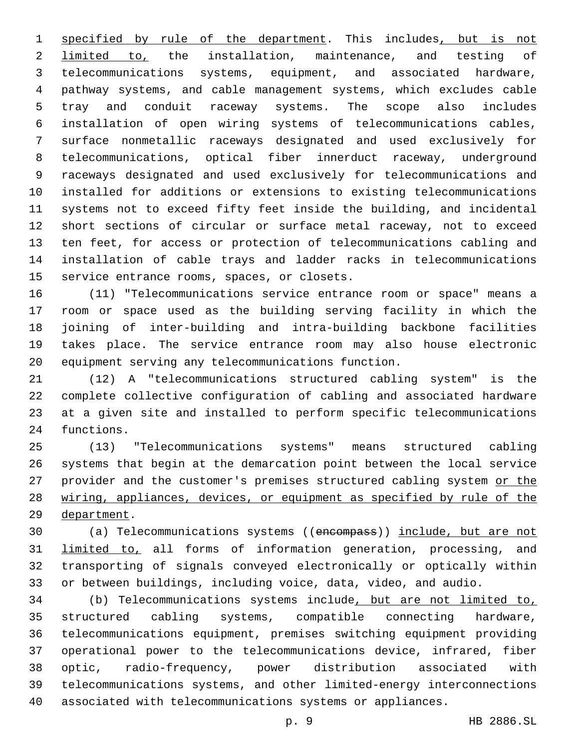specified by rule of the department. This includes, but is not limited to, the installation, maintenance, and testing of telecommunications systems, equipment, and associated hardware, pathway systems, and cable management systems, which excludes cable tray and conduit raceway systems. The scope also includes installation of open wiring systems of telecommunications cables, surface nonmetallic raceways designated and used exclusively for telecommunications, optical fiber innerduct raceway, underground raceways designated and used exclusively for telecommunications and installed for additions or extensions to existing telecommunications systems not to exceed fifty feet inside the building, and incidental short sections of circular or surface metal raceway, not to exceed ten feet, for access or protection of telecommunications cabling and installation of cable trays and ladder racks in telecommunications service entrance rooms, spaces, or closets.

(11) "Telecommunications service entrance room or space" means a room or space used as the building serving facility in which the joining of inter-building and intra-building backbone facilities takes place. The service entrance room may also house electronic equipment serving any telecommunications function.

(12) A "telecommunications structured cabling system" is the complete collective configuration of cabling and associated hardware at a given site and installed to perform specific telecommunications functions.

(13) "Telecommunications systems" means structured cabling systems that begin at the demarcation point between the local service provider and the customer's premises structured cabling system or the wiring, appliances, devices, or equipment as specified by rule of the department.

(a) Telecommunications systems ((~~encompass~~)) include, but are not limited to, all forms of information generation, processing, and transporting of signals conveyed electronically or optically within or between buildings, including voice, data, video, and audio.

(b) Telecommunications systems include, but are not limited to, structured cabling systems, compatible connecting hardware, telecommunications equipment, premises switching equipment providing operational power to the telecommunications device, infrared, fiber optic, radio-frequency, power distribution associated with telecommunications systems, and other limited-energy interconnections associated with telecommunications systems or appliances.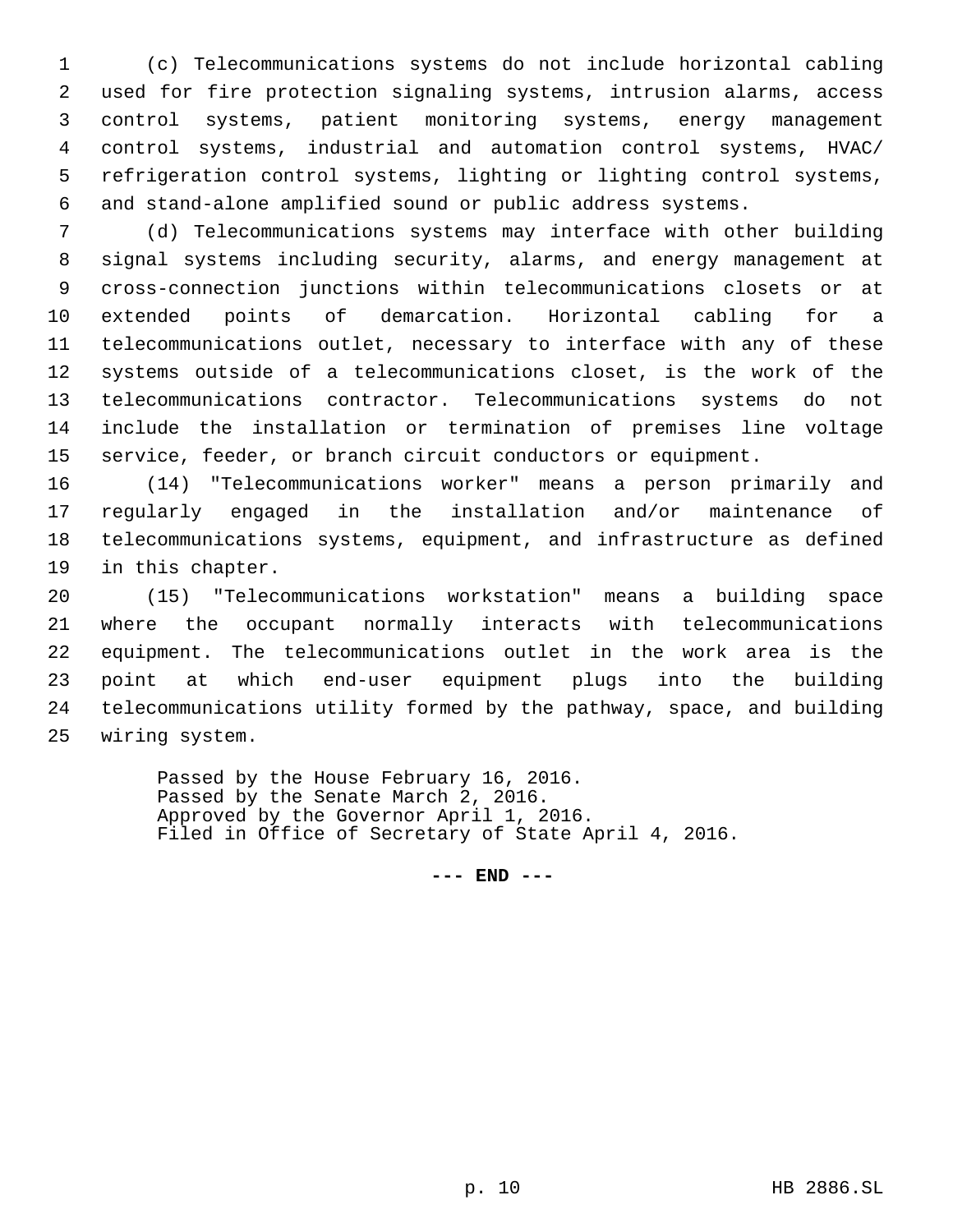(c) Telecommunications systems do not include horizontal cabling used for fire protection signaling systems, intrusion alarms, access control systems, patient monitoring systems, energy management control systems, industrial and automation control systems, HVAC/ refrigeration control systems, lighting or lighting control systems, and stand-alone amplified sound or public address systems.

(d) Telecommunications systems may interface with other building signal systems including security, alarms, and energy management at cross-connection junctions within telecommunications closets or at extended points of demarcation. Horizontal cabling for a telecommunications outlet, necessary to interface with any of these systems outside of a telecommunications closet, is the work of the telecommunications contractor. Telecommunications systems do not include the installation or termination of premises line voltage service, feeder, or branch circuit conductors or equipment.

(14) "Telecommunications worker" means a person primarily and regularly engaged in the installation and/or maintenance of telecommunications systems, equipment, and infrastructure as defined in this chapter.

(15) "Telecommunications workstation" means a building space where the occupant normally interacts with telecommunications equipment. The telecommunications outlet in the work area is the point at which end-user equipment plugs into the building telecommunications utility formed by the pathway, space, and building wiring system.

Passed by the House February 16, 2016.
Passed by the Senate March 2, 2016.
Approved by the Governor April 1, 2016.
Filed in Office of Secretary of State April 4, 2016.

**--- END ---**